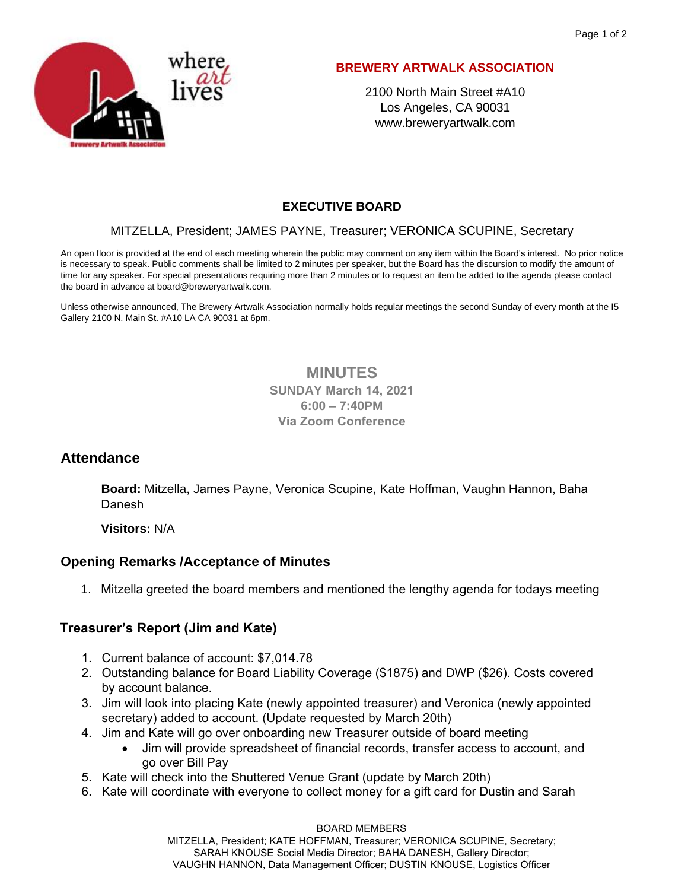# BREWERY ARTWALK ASSOCIATION

2100 North Main Street #A10
Los Angeles, CA 90031
www.breweryartwalk.com

**EXECUTIVE BOARD**

MITZELLA, President; JAMES PAYNE, Treasurer; VERONICA SCUPINE, Secretary

An open floor is provided at the end of each meeting wherein the public may comment on any item within the Board's interest. No prior notice is necessary to speak. Public comments shall be limited to 2 minutes per speaker, but the Board has the discursion to modify the amount of time for any speaker. For special presentations requiring more than 2 minutes or to request an item be added to the agenda please contact the board in advance at board@breweryartwalk.com.

Unless otherwise announced, The Brewery Artwalk Association normally holds regular meetings the second Sunday of every month at the I5 Gallery 2100 N. Main St. #A10 LA CA 90031 at 6pm.

## MINUTES

**SUNDAY March 14, 2021**
**6:00 – 7:40PM**
**Via Zoom Conference**

## Attendance

**Board:** Mitzella, James Payne, Veronica Scupine, Kate Hoffman, Vaughn Hannon, Baha Danesh

**Visitors:** N/A

### Opening Remarks /Acceptance of Minutes

1. Mitzella greeted the board members and mentioned the lengthy agenda for todays meeting

### Treasurer's Report (Jim and Kate)

1. Current balance of account: $7,014.78
2. Outstanding balance for Board Liability Coverage ($1875) and DWP ($26). Costs covered by account balance.
3. Jim will look into placing Kate (newly appointed treasurer) and Veronica (newly appointed secretary) added to account. (Update requested by March 20th)
4. Jim and Kate will go over onboarding new Treasurer outside of board meeting
   - Jim will provide spreadsheet of financial records, transfer access to account, and go over Bill Pay
5. Kate will check into the Shuttered Venue Grant (update by March 20th)
6. Kate will coordinate with everyone to collect money for a gift card for Dustin and Sarah

BOARD MEMBERS
MITZELLA, President; KATE HOFFMAN, Treasurer; VERONICA SCUPINE, Secretary;
SARAH KNOUSE Social Media Director; BAHA DANESH, Gallery Director;
VAUGHN HANNON, Data Management Officer; DUSTIN KNOUSE, Logistics Officer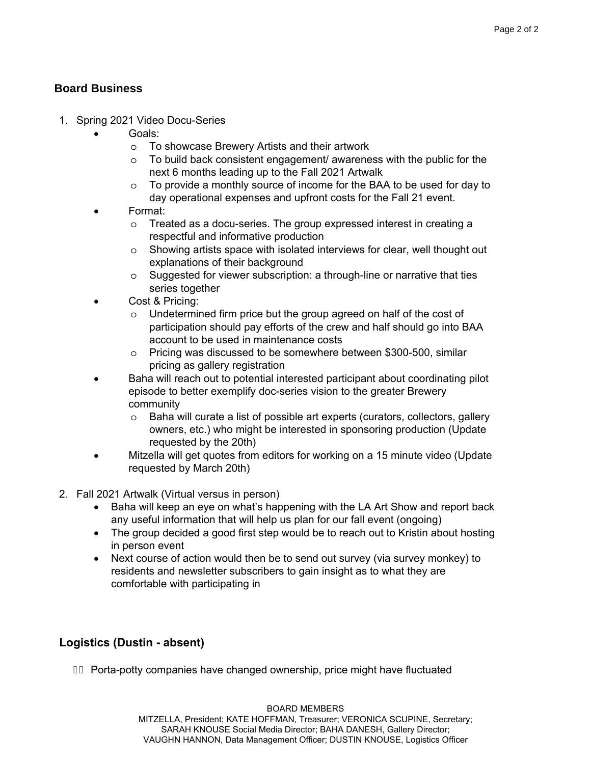## Board Business

1. Spring 2021 Video Docu-Series
   - Goals:
     - To showcase Brewery Artists and their artwork
     - To build back consistent engagement/ awareness with the public for the next 6 months leading up to the Fall 2021 Artwalk
     - To provide a monthly source of income for the BAA to be used for day to day operational expenses and upfront costs for the Fall 21 event.
   - Format:
     - Treated as a docu-series. The group expressed interest in creating a respectful and informative production
     - Showing artists space with isolated interviews for clear, well thought out explanations of their background
     - Suggested for viewer subscription: a through-line or narrative that ties series together
   - Cost & Pricing:
     - Undetermined firm price but the group agreed on half of the cost of participation should pay efforts of the crew and half should go into BAA account to be used in maintenance costs
     - Pricing was discussed to be somewhere between $300-500, similar pricing as gallery registration
   - Baha will reach out to potential interested participant about coordinating pilot episode to better exemplify doc-series vision to the greater Brewery community
     - Baha will curate a list of possible art experts (curators, collectors, gallery owners, etc.) who might be interested in sponsoring production (Update requested by the 20th)
   - Mitzella will get quotes from editors for working on a 15 minute video (Update requested by March 20th)

2. Fall 2021 Artwalk (Virtual versus in person)
   - Baha will keep an eye on what's happening with the LA Art Show and report back any useful information that will help us plan for our fall event (ongoing)
   - The group decided a good first step would be to reach out to Kristin about hosting in person event
   - Next course of action would then be to send out survey (via survey monkey) to residents and newsletter subscribers to gain insight as to what they are comfortable with participating in

## Logistics (Dustin - absent)

- Porta-potty companies have changed ownership, price might have fluctuated

BOARD MEMBERS
MITZELLA, President; KATE HOFFMAN, Treasurer; VERONICA SCUPINE, Secretary; SARAH KNOUSE Social Media Director; BAHA DANESH, Gallery Director; VAUGHN HANNON, Data Management Officer; DUSTIN KNOUSE, Logistics Officer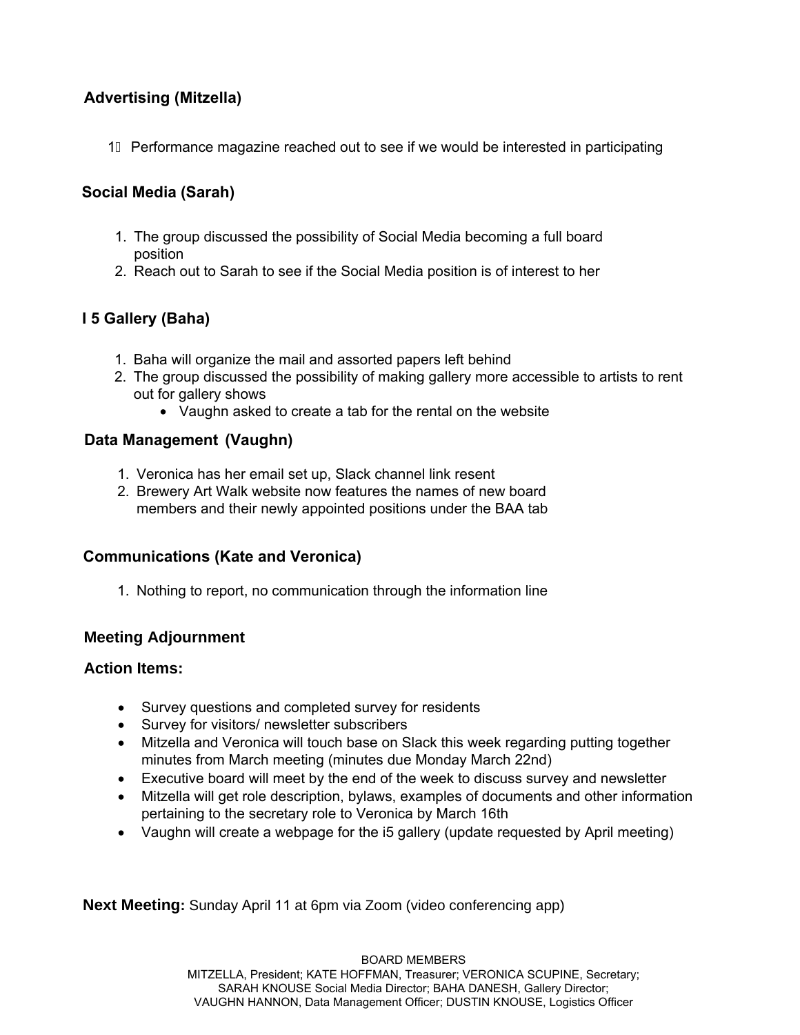## Advertising (Mitzella)

1. Performance magazine reached out to see if we would be interested in participating

## Social Media (Sarah)

1. The group discussed the possibility of Social Media becoming a full board position
2. Reach out to Sarah to see if the Social Media position is of interest to her

## I 5 Gallery (Baha)

1. Baha will organize the mail and assorted papers left behind
2. The group discussed the possibility of making gallery more accessible to artists to rent out for gallery shows
   - Vaughn asked to create a tab for the rental on the website

## Data Management (Vaughn)

1. Veronica has her email set up, Slack channel link resent
2. Brewery Art Walk website now features the names of new board members and their newly appointed positions under the BAA tab

## Communications (Kate and Veronica)

1. Nothing to report, no communication through the information line

## Meeting Adjournment

## Action Items:

- Survey questions and completed survey for residents
- Survey for visitors/ newsletter subscribers
- Mitzella and Veronica will touch base on Slack this week regarding putting together minutes from March meeting (minutes due Monday March 22nd)
- Executive board will meet by the end of the week to discuss survey and newsletter
- Mitzella will get role description, bylaws, examples of documents and other information pertaining to the secretary role to Veronica by March 16th
- Vaughn will create a webpage for the i5 gallery (update requested by April meeting)

**Next Meeting:** Sunday April 11 at 6pm via Zoom (video conferencing app)

BOARD MEMBERS
MITZELLA, President; KATE HOFFMAN, Treasurer; VERONICA SCUPINE, Secretary; SARAH KNOUSE Social Media Director; BAHA DANESH, Gallery Director; VAUGHN HANNON, Data Management Officer; DUSTIN KNOUSE, Logistics Officer